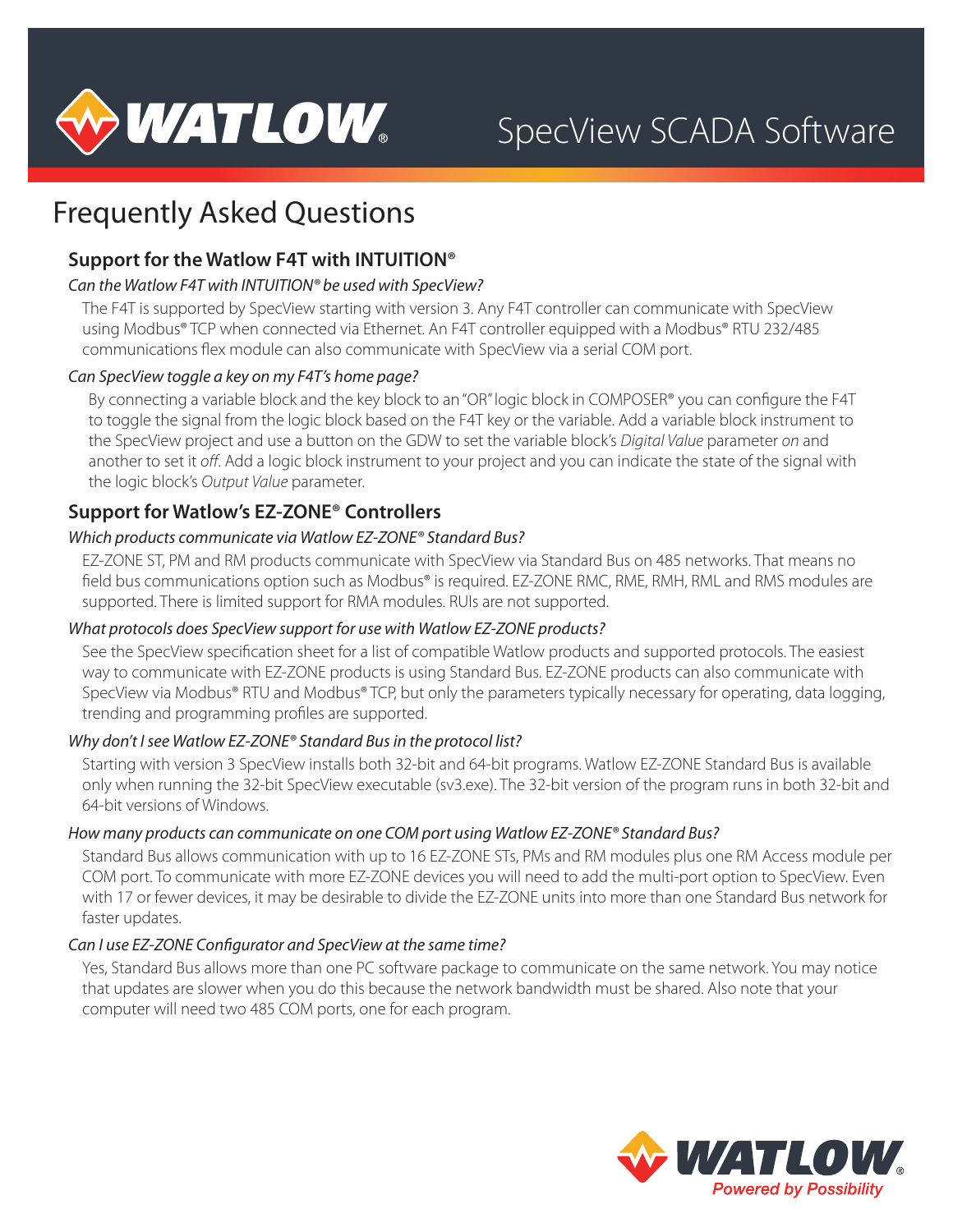# SpecView SCADA Software

## Frequently Asked Questions

### Support for the Watlow F4T with INTUITION®

*Can the Watlow F4T with INTUITION® be used with SpecView?*

The F4T is supported by SpecView starting with version 3. Any F4T controller can communicate with SpecView using Modbus® TCP when connected via Ethernet. An F4T controller equipped with a Modbus® RTU 232/485 communications flex module can also communicate with SpecView via a serial COM port.

*Can SpecView toggle a key on my F4T's home page?*

By connecting a variable block and the key block to an "OR" logic block in COMPOSER® you can configure the F4T to toggle the signal from the logic block based on the F4T key or the variable. Add a variable block instrument to the SpecView project and use a button on the GDW to set the variable block's *Digital Value* parameter *on* and another to set it *off*. Add a logic block instrument to your project and you can indicate the state of the signal with the logic block's *Output Value* parameter.

### Support for Watlow's EZ-ZONE® Controllers

*Which products communicate via Watlow EZ-ZONE® Standard Bus?*

EZ-ZONE ST, PM and RM products communicate with SpecView via Standard Bus on 485 networks. That means no field bus communications option such as Modbus® is required. EZ-ZONE RMC, RME, RMH, RML and RMS modules are supported. There is limited support for RMA modules. RUIs are not supported.

*What protocols does SpecView support for use with Watlow EZ-ZONE products?*

See the SpecView specification sheet for a list of compatible Watlow products and supported protocols. The easiest way to communicate with EZ-ZONE products is using Standard Bus. EZ-ZONE products can also communicate with SpecView via Modbus® RTU and Modbus® TCP, but only the parameters typically necessary for operating, data logging, trending and programming profiles are supported.

*Why don't I see Watlow EZ-ZONE® Standard Bus in the protocol list?*

Starting with version 3 SpecView installs both 32-bit and 64-bit programs. Watlow EZ-ZONE Standard Bus is available only when running the 32-bit SpecView executable (sv3.exe). The 32-bit version of the program runs in both 32-bit and 64-bit versions of Windows.

*How many products can communicate on one COM port using Watlow EZ-ZONE® Standard Bus?*

Standard Bus allows communication with up to 16 EZ-ZONE STs, PMs and RM modules plus one RM Access module per COM port. To communicate with more EZ-ZONE devices you will need to add the multi-port option to SpecView. Even with 17 or fewer devices, it may be desirable to divide the EZ-ZONE units into more than one Standard Bus network for faster updates.

*Can I use EZ-ZONE Configurator and SpecView at the same time?*

Yes, Standard Bus allows more than one PC software package to communicate on the same network. You may notice that updates are slower when you do this because the network bandwidth must be shared. Also note that your computer will need two 485 COM ports, one for each program.

WATLOW® Powered by Possibility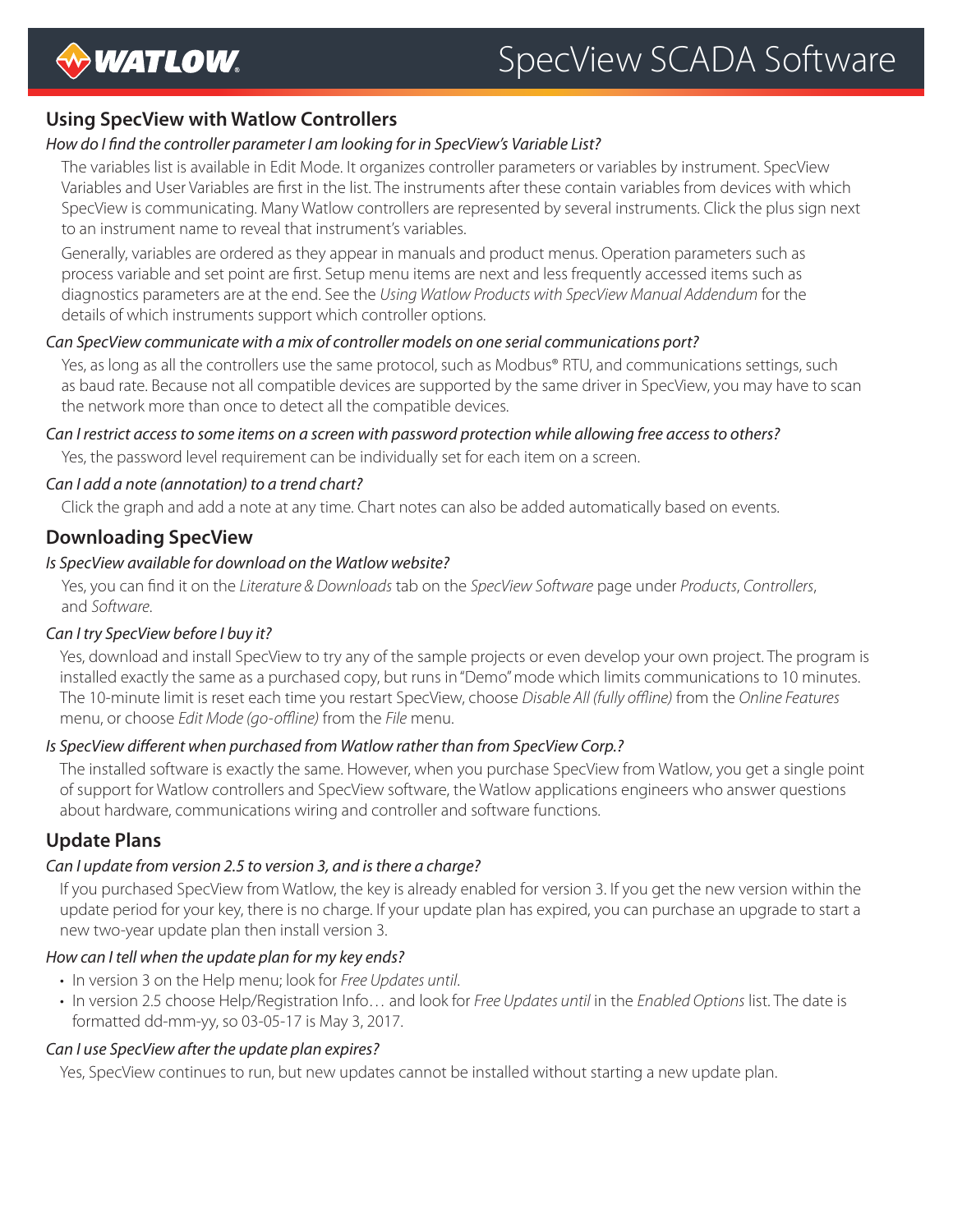## Using SpecView with Watlow Controllers

*How do I find the controller parameter I am looking for in SpecView's Variable List?*

The variables list is available in Edit Mode. It organizes controller parameters or variables by instrument. SpecView Variables and User Variables are first in the list. The instruments after these contain variables from devices with which SpecView is communicating. Many Watlow controllers are represented by several instruments. Click the plus sign next to an instrument name to reveal that instrument's variables.

Generally, variables are ordered as they appear in manuals and product menus. Operation parameters such as process variable and set point are first. Setup menu items are next and less frequently accessed items such as diagnostics parameters are at the end. See the *Using Watlow Products with SpecView Manual Addendum* for the details of which instruments support which controller options.

*Can SpecView communicate with a mix of controller models on one serial communications port?*

Yes, as long as all the controllers use the same protocol, such as Modbus® RTU, and communications settings, such as baud rate. Because not all compatible devices are supported by the same driver in SpecView, you may have to scan the network more than once to detect all the compatible devices.

*Can I restrict access to some items on a screen with password protection while allowing free access to others?*

Yes, the password level requirement can be individually set for each item on a screen.

*Can I add a note (annotation) to a trend chart?*

Click the graph and add a note at any time. Chart notes can also be added automatically based on events.

## Downloading SpecView

*Is SpecView available for download on the Watlow website?*

Yes, you can find it on the *Literature & Downloads* tab on the *SpecView Software* page under *Products*, *Controllers*, and *Software*.

*Can I try SpecView before I buy it?*

Yes, download and install SpecView to try any of the sample projects or even develop your own project. The program is installed exactly the same as a purchased copy, but runs in "Demo" mode which limits communications to 10 minutes. The 10-minute limit is reset each time you restart SpecView, choose *Disable All (fully offline)* from the *Online Features* menu, or choose *Edit Mode (go-offline)* from the *File* menu.

*Is SpecView different when purchased from Watlow rather than from SpecView Corp.?*

The installed software is exactly the same. However, when you purchase SpecView from Watlow, you get a single point of support for Watlow controllers and SpecView software, the Watlow applications engineers who answer questions about hardware, communications wiring and controller and software functions.

## Update Plans

*Can I update from version 2.5 to version 3, and is there a charge?*

If you purchased SpecView from Watlow, the key is already enabled for version 3. If you get the new version within the update period for your key, there is no charge. If your update plan has expired, you can purchase an upgrade to start a new two-year update plan then install version 3.

*How can I tell when the update plan for my key ends?*

- In version 3 on the Help menu; look for *Free Updates until*.
- In version 2.5 choose Help/Registration Info… and look for *Free Updates until* in the *Enabled Options* list. The date is formatted dd-mm-yy, so 03-05-17 is May 3, 2017.

*Can I use SpecView after the update plan expires?*

Yes, SpecView continues to run, but new updates cannot be installed without starting a new update plan.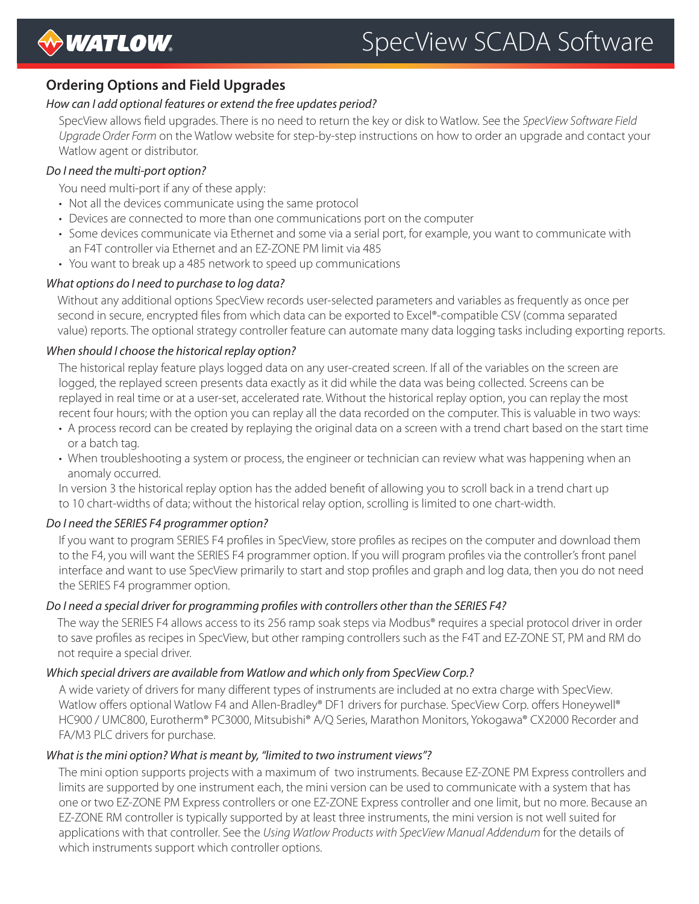## Ordering Options and Field Upgrades

*How can I add optional features or extend the free updates period?*

SpecView allows field upgrades. There is no need to return the key or disk to Watlow. See the *SpecView Software Field Upgrade Order Form* on the Watlow website for step-by-step instructions on how to order an upgrade and contact your Watlow agent or distributor.

*Do I need the multi-port option?*

You need multi-port if any of these apply:

- Not all the devices communicate using the same protocol
- Devices are connected to more than one communications port on the computer
- Some devices communicate via Ethernet and some via a serial port, for example, you want to communicate with an F4T controller via Ethernet and an EZ-ZONE PM limit via 485
- You want to break up a 485 network to speed up communications

*What options do I need to purchase to log data?*

Without any additional options SpecView records user-selected parameters and variables as frequently as once per second in secure, encrypted files from which data can be exported to Excel®-compatible CSV (comma separated value) reports. The optional strategy controller feature can automate many data logging tasks including exporting reports.

*When should I choose the historical replay option?*

The historical replay feature plays logged data on any user-created screen. If all of the variables on the screen are logged, the replayed screen presents data exactly as it did while the data was being collected. Screens can be replayed in real time or at a user-set, accelerated rate. Without the historical replay option, you can replay the most recent four hours; with the option you can replay all the data recorded on the computer. This is valuable in two ways:

- A process record can be created by replaying the original data on a screen with a trend chart based on the start time or a batch tag.
- When troubleshooting a system or process, the engineer or technician can review what was happening when an anomaly occurred.

In version 3 the historical replay option has the added benefit of allowing you to scroll back in a trend chart up to 10 chart-widths of data; without the historical relay option, scrolling is limited to one chart-width.

*Do I need the SERIES F4 programmer option?*

If you want to program SERIES F4 profiles in SpecView, store profiles as recipes on the computer and download them to the F4, you will want the SERIES F4 programmer option. If you will program profiles via the controller's front panel interface and want to use SpecView primarily to start and stop profiles and graph and log data, then you do not need the SERIES F4 programmer option.

*Do I need a special driver for programming profiles with controllers other than the SERIES F4?*

The way the SERIES F4 allows access to its 256 ramp soak steps via Modbus® requires a special protocol driver in order to save profiles as recipes in SpecView, but other ramping controllers such as the F4T and EZ-ZONE ST, PM and RM do not require a special driver.

*Which special drivers are available from Watlow and which only from SpecView Corp.?*

A wide variety of drivers for many different types of instruments are included at no extra charge with SpecView. Watlow offers optional Watlow F4 and Allen-Bradley® DF1 drivers for purchase. SpecView Corp. offers Honeywell® HC900 / UMC800, Eurotherm® PC3000, Mitsubishi® A/Q Series, Marathon Monitors, Yokogawa® CX2000 Recorder and FA/M3 PLC drivers for purchase.

*What is the mini option? What is meant by, "limited to two instrument views"?*

The mini option supports projects with a maximum of two instruments. Because EZ-ZONE PM Express controllers and limits are supported by one instrument each, the mini version can be used to communicate with a system that has one or two EZ-ZONE PM Express controllers or one EZ-ZONE Express controller and one limit, but no more. Because an EZ-ZONE RM controller is typically supported by at least three instruments, the mini version is not well suited for applications with that controller. See the *Using Watlow Products with SpecView Manual Addendum* for the details of which instruments support which controller options.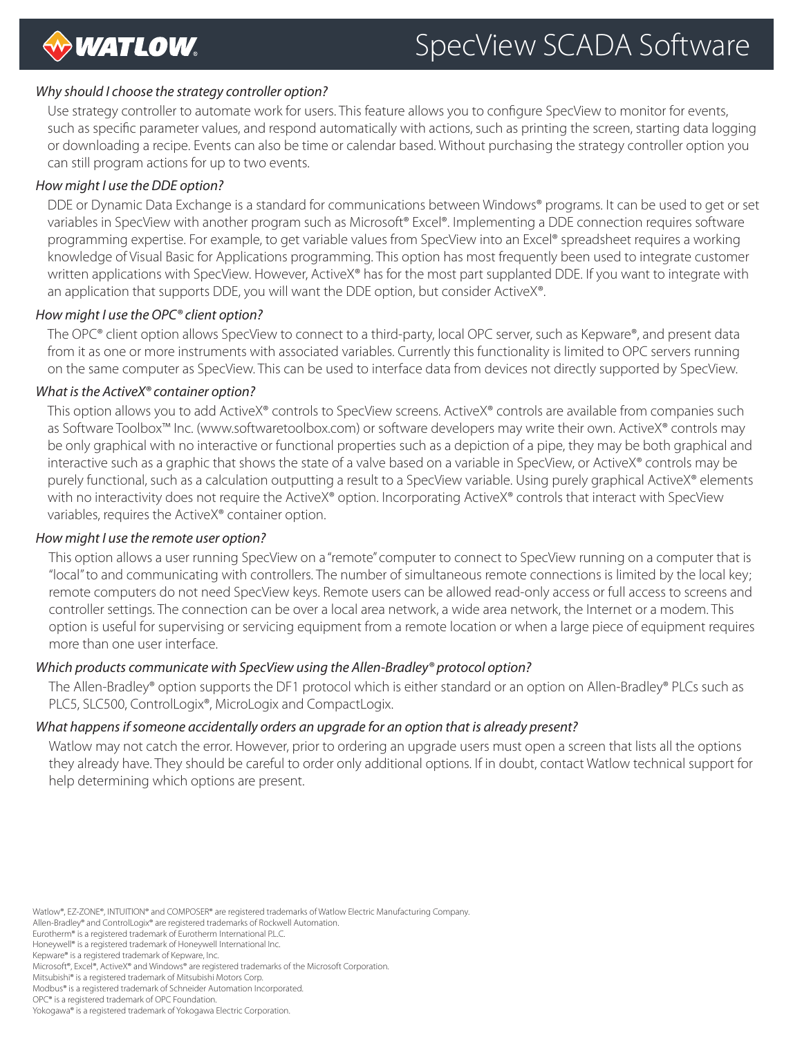*Why should I choose the strategy controller option?*

Use strategy controller to automate work for users. This feature allows you to configure SpecView to monitor for events, such as specific parameter values, and respond automatically with actions, such as printing the screen, starting data logging or downloading a recipe. Events can also be time or calendar based. Without purchasing the strategy controller option you can still program actions for up to two events.

*How might I use the DDE option?*

DDE or Dynamic Data Exchange is a standard for communications between Windows® programs. It can be used to get or set variables in SpecView with another program such as Microsoft® Excel®. Implementing a DDE connection requires software programming expertise. For example, to get variable values from SpecView into an Excel® spreadsheet requires a working knowledge of Visual Basic for Applications programming. This option has most frequently been used to integrate customer written applications with SpecView. However, ActiveX® has for the most part supplanted DDE. If you want to integrate with an application that supports DDE, you will want the DDE option, but consider ActiveX®.

*How might I use the OPC® client option?*

The OPC® client option allows SpecView to connect to a third-party, local OPC server, such as Kepware®, and present data from it as one or more instruments with associated variables. Currently this functionality is limited to OPC servers running on the same computer as SpecView. This can be used to interface data from devices not directly supported by SpecView.

*What is the ActiveX® container option?*

This option allows you to add ActiveX® controls to SpecView screens. ActiveX® controls are available from companies such as Software Toolbox™ Inc. (www.softwaretoolbox.com) or software developers may write their own. ActiveX® controls may be only graphical with no interactive or functional properties such as a depiction of a pipe, they may be both graphical and interactive such as a graphic that shows the state of a valve based on a variable in SpecView, or ActiveX® controls may be purely functional, such as a calculation outputting a result to a SpecView variable. Using purely graphical ActiveX® elements with no interactivity does not require the ActiveX® option. Incorporating ActiveX® controls that interact with SpecView variables, requires the ActiveX® container option.

*How might I use the remote user option?*

This option allows a user running SpecView on a "remote" computer to connect to SpecView running on a computer that is "local" to and communicating with controllers. The number of simultaneous remote connections is limited by the local key; remote computers do not need SpecView keys. Remote users can be allowed read-only access or full access to screens and controller settings. The connection can be over a local area network, a wide area network, the Internet or a modem. This option is useful for supervising or servicing equipment from a remote location or when a large piece of equipment requires more than one user interface.

*Which products communicate with SpecView using the Allen-Bradley® protocol option?*

The Allen-Bradley® option supports the DF1 protocol which is either standard or an option on Allen-Bradley® PLCs such as PLC5, SLC500, ControlLogix®, MicroLogix and CompactLogix.

*What happens if someone accidentally orders an upgrade for an option that is already present?*

Watlow may not catch the error. However, prior to ordering an upgrade users must open a screen that lists all the options they already have. They should be careful to order only additional options. If in doubt, contact Watlow technical support for help determining which options are present.

Watlow®, EZ-ZONE®, INTUITION® and COMPOSER® are registered trademarks of Watlow Electric Manufacturing Company.
Allen-Bradley® and ControlLogix® are registered trademarks of Rockwell Automation.
Eurotherm® is a registered trademark of Eurotherm International P.L.C.
Honeywell® is a registered trademark of Honeywell International Inc.
Kepware® is a registered trademark of Kepware, Inc.
Microsoft®, Excel®, ActiveX® and Windows® are registered trademarks of the Microsoft Corporation.
Mitsubishi® is a registered trademark of Mitsubishi Motors Corp.
Modbus® is a registered trademark of Schneider Automation Incorporated.
OPC® is a registered trademark of OPC Foundation.
Yokogawa® is a registered trademark of Yokogawa Electric Corporation.